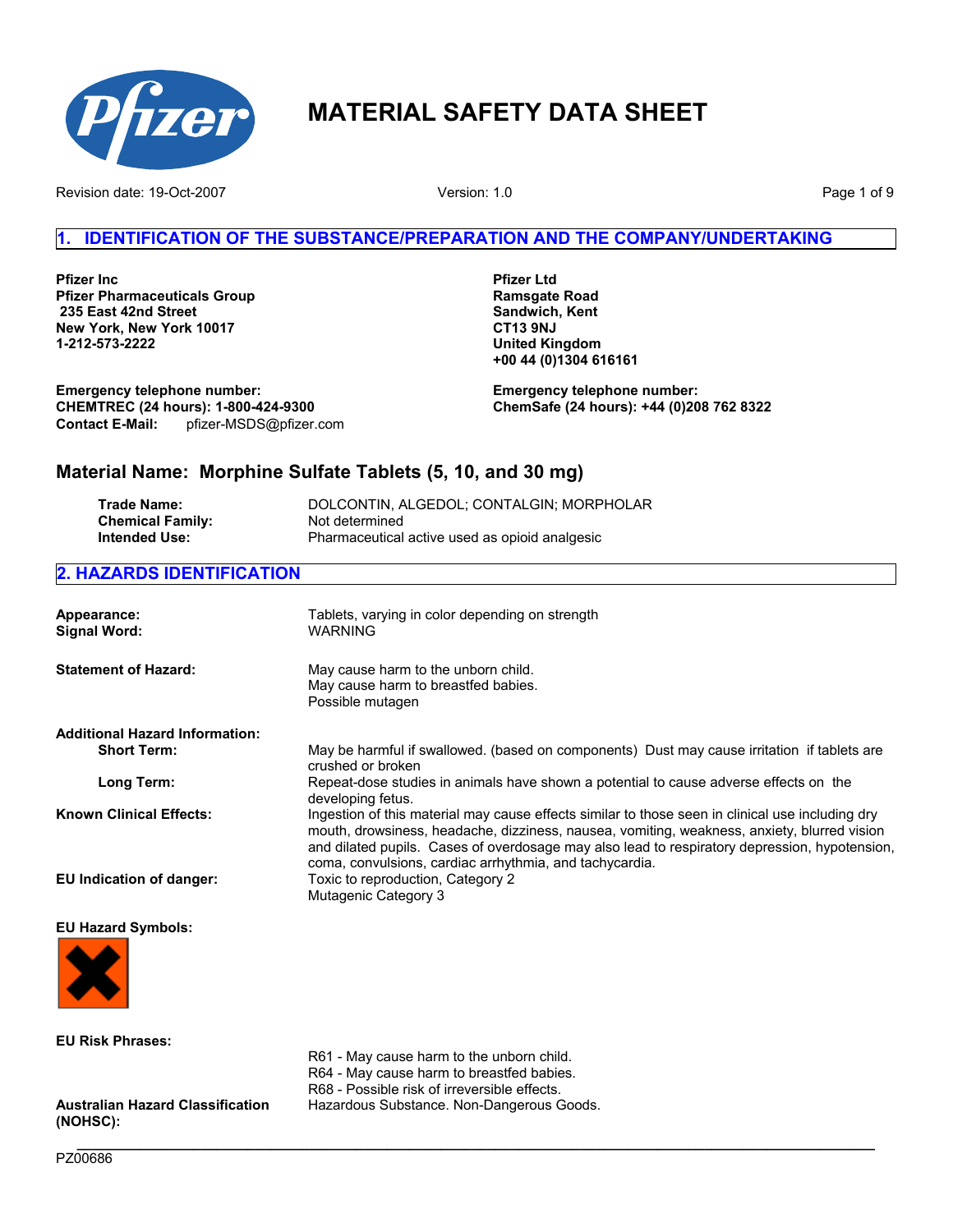# MATERIAL SAFETY DATA SHEET

Revision date: 19-Oct-2007

Version: 1.0

## 1. IDENTIFICATION OF THE SUBSTANCE/PREPARATION AND THE COMPANY/UNDERTAKING

**Pfizer Inc**
**Pfizer Pharmaceuticals Group**
**235 East 42nd Street**
**New York, New York 10017**
**1-212-573-2222**

**Pfizer Ltd**
**Ramsgate Road**
**Sandwich, Kent**
**CT13 9NJ**
**United Kingdom**
**+00 44 (0)1304 616161**

**Emergency telephone number:**
**CHEMTREC (24 hours): 1-800-424-9300**
**Contact E-Mail:** pfizer-MSDS@pfizer.com

**Emergency telephone number:**
**ChemSafe (24 hours): +44 (0)208 762 8322**

## Material Name: Morphine Sulfate Tablets (5, 10, and 30 mg)

| | |
|---|---|
| **Trade Name:** | DOLCONTIN, ALGEDOL; CONTALGIN; MORPHOLAR |
| **Chemical Family:** | Not determined |
| **Intended Use:** | Pharmaceutical active used as opioid analgesic |

## 2. HAZARDS IDENTIFICATION

**Appearance:** Tablets, varying in color depending on strength

**Signal Word:** WARNING

**Statement of Hazard:**
May cause harm to the unborn child.
May cause harm to breastfed babies.
Possible mutagen

**Additional Hazard Information:**

**Short Term:** May be harmful if swallowed. (based on components) Dust may cause irritation if tablets are crushed or broken

**Long Term:** Repeat-dose studies in animals have shown a potential to cause adverse effects on the developing fetus.

**Known Clinical Effects:** Ingestion of this material may cause effects similar to those seen in clinical use including dry mouth, drowsiness, headache, dizziness, nausea, vomiting, weakness, anxiety, blurred vision and dilated pupils. Cases of overdosage may also lead to respiratory depression, hypotension, coma, convulsions, cardiac arrhythmia, and tachycardia.

**EU Indication of danger:**
Toxic to reproduction, Category 2
Mutagenic Category 3

**EU Hazard Symbols:**

**EU Risk Phrases:**
R61 - May cause harm to the unborn child.
R64 - May cause harm to breastfed babies.
R68 - Possible risk of irreversible effects.

**Australian Hazard Classification (NOHSC):** Hazardous Substance. Non-Dangerous Goods.

PZ00686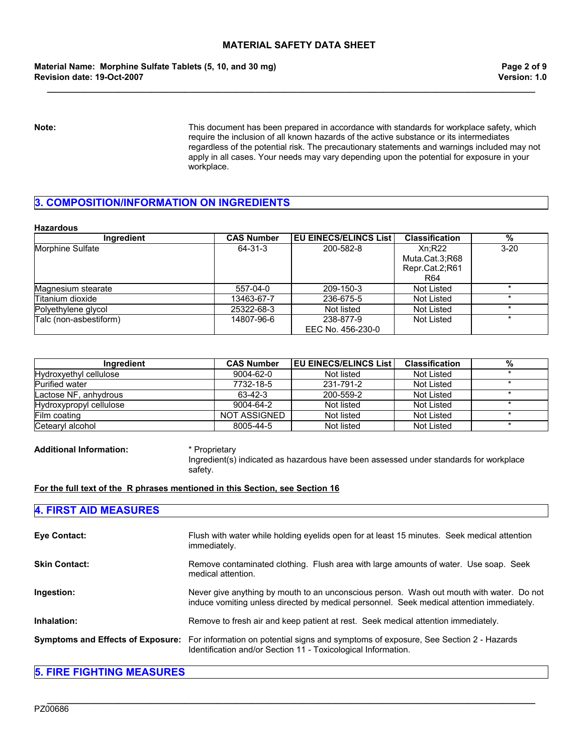**Note:** This document has been prepared in accordance with standards for workplace safety, which require the inclusion of all known hazards of the active substance or its intermediates regardless of the potential risk. The precautionary statements and warnings included may not apply in all cases. Your needs may vary depending upon the potential for exposure in your workplace.

## 3. COMPOSITION/INFORMATION ON INGREDIENTS

**Hazardous**

| Ingredient | CAS Number | EU EINECS/ELINCS List | Classification | % |
|---|---|---|---|---|
| Morphine Sulfate | 64-31-3 | 200-582-8 | Xn;R22 Muta.Cat.3;R68 Repr.Cat.2;R61 R64 | 3-20 |
| Magnesium stearate | 557-04-0 | 209-150-3 | Not Listed | * |
| Titanium dioxide | 13463-67-7 | 236-675-5 | Not Listed | * |
| Polyethylene glycol | 25322-68-3 | Not listed | Not Listed | * |
| Talc (non-asbestiform) | 14807-96-6 | 238-877-9 EEC No. 456-230-0 | Not Listed | * |

| Ingredient | CAS Number | EU EINECS/ELINCS List | Classification | % |
|---|---|---|---|---|
| Hydroxyethyl cellulose | 9004-62-0 | Not listed | Not Listed | * |
| Purified water | 7732-18-5 | 231-791-2 | Not Listed | * |
| Lactose NF, anhydrous | 63-42-3 | 200-559-2 | Not Listed | * |
| Hydroxypropyl cellulose | 9004-64-2 | Not listed | Not Listed | * |
| Film coating | NOT ASSIGNED | Not listed | Not Listed | * |
| Cetearyl alcohol | 8005-44-5 | Not listed | Not Listed | * |

**Additional Information:** * Proprietary
Ingredient(s) indicated as hazardous have been assessed under standards for workplace safety.

**For the full text of the R phrases mentioned in this Section, see Section 16**

## 4. FIRST AID MEASURES

**Eye Contact:** Flush with water while holding eyelids open for at least 15 minutes. Seek medical attention immediately.

**Skin Contact:** Remove contaminated clothing. Flush area with large amounts of water. Use soap. Seek medical attention.

**Ingestion:** Never give anything by mouth to an unconscious person. Wash out mouth with water. Do not induce vomiting unless directed by medical personnel. Seek medical attention immediately.

**Inhalation:** Remove to fresh air and keep patient at rest. Seek medical attention immediately.

**Symptoms and Effects of Exposure:** For information on potential signs and symptoms of exposure, See Section 2 - Hazards Identification and/or Section 11 - Toxicological Information.

## 5. FIRE FIGHTING MEASURES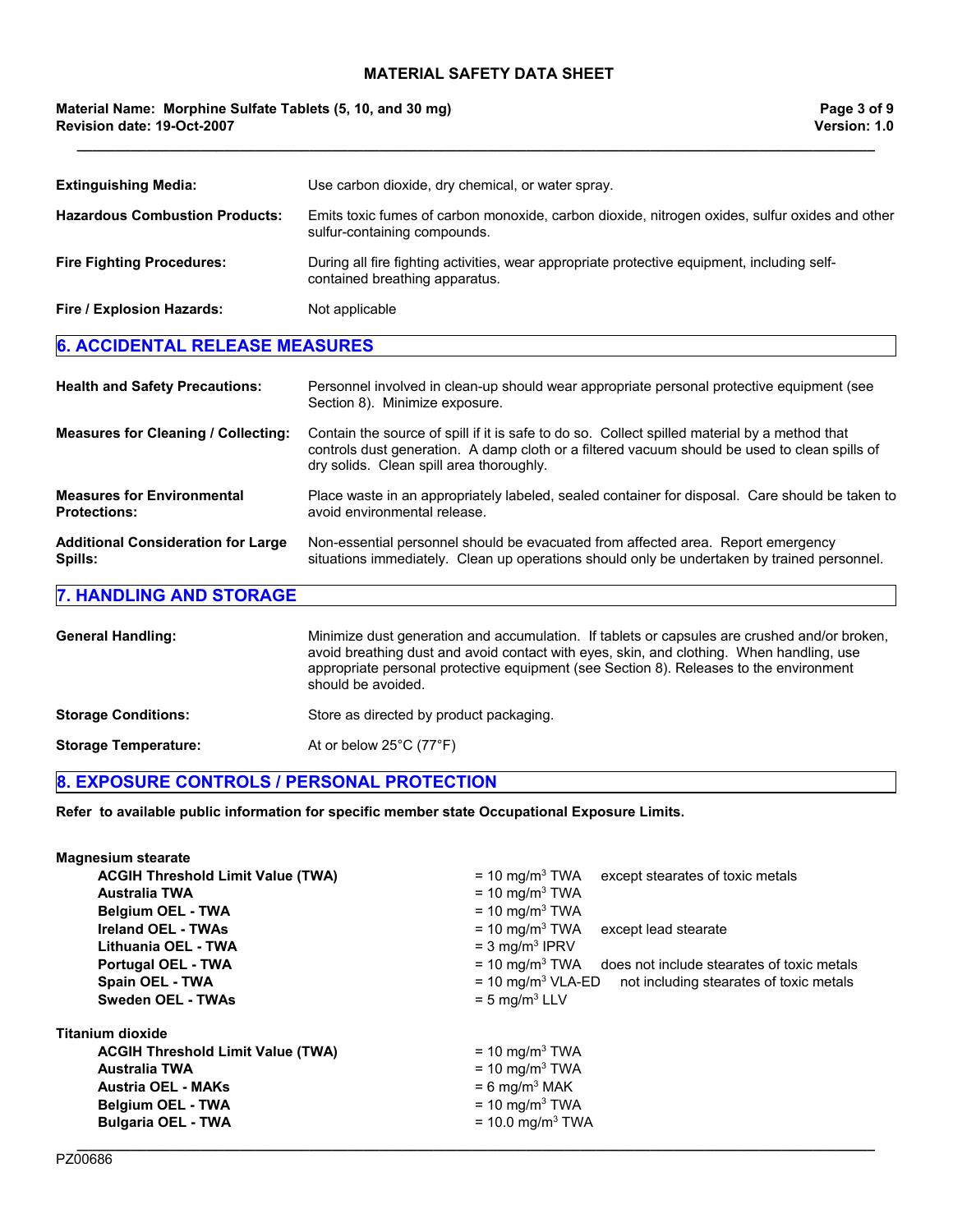| | |
|---|---|
| **Extinguishing Media:** | Use carbon dioxide, dry chemical, or water spray. |
| **Hazardous Combustion Products:** | Emits toxic fumes of carbon monoxide, carbon dioxide, nitrogen oxides, sulfur oxides and other sulfur-containing compounds. |
| **Fire Fighting Procedures:** | During all fire fighting activities, wear appropriate protective equipment, including self-contained breathing apparatus. |
| **Fire / Explosion Hazards:** | Not applicable |

## 6. ACCIDENTAL RELEASE MEASURES

| | |
|---|---|
| **Health and Safety Precautions:** | Personnel involved in clean-up should wear appropriate personal protective equipment (see Section 8). Minimize exposure. |
| **Measures for Cleaning / Collecting:** | Contain the source of spill if it is safe to do so. Collect spilled material by a method that controls dust generation. A damp cloth or a filtered vacuum should be used to clean spills of dry solids. Clean spill area thoroughly. |
| **Measures for Environmental Protections:** | Place waste in an appropriately labeled, sealed container for disposal. Care should be taken to avoid environmental release. |
| **Additional Consideration for Large Spills:** | Non-essential personnel should be evacuated from affected area. Report emergency situations immediately. Clean up operations should only be undertaken by trained personnel. |

## 7. HANDLING AND STORAGE

| | |
|---|---|
| **General Handling:** | Minimize dust generation and accumulation. If tablets or capsules are crushed and/or broken, avoid breathing dust and avoid contact with eyes, skin, and clothing. When handling, use appropriate personal protective equipment (see Section 8). Releases to the environment should be avoided. |
| **Storage Conditions:** | Store as directed by product packaging. |
| **Storage Temperature:** | At or below 25°C (77°F) |

## 8. EXPOSURE CONTROLS / PERSONAL PROTECTION

**Refer to available public information for specific member state Occupational Exposure Limits.**

**Magnesium stearate**

| | | |
|---|---|---|
| **ACGIH Threshold Limit Value (TWA)** | = 10 mg/m$^3$ TWA | except stearates of toxic metals |
| **Australia TWA** | = 10 mg/m$^3$ TWA | |
| **Belgium OEL - TWA** | = 10 mg/m$^3$ TWA | |
| **Ireland OEL - TWAs** | = 10 mg/m$^3$ TWA | except lead stearate |
| **Lithuania OEL - TWA** | = 3 mg/m$^3$ IPRV | |
| **Portugal OEL - TWA** | = 10 mg/m$^3$ TWA | does not include stearates of toxic metals |
| **Spain OEL - TWA** | = 10 mg/m$^3$ VLA-ED | not including stearates of toxic metals |
| **Sweden OEL - TWAs** | = 5 mg/m$^3$ LLV | |

**Titanium dioxide**

| | |
|---|---|
| **ACGIH Threshold Limit Value (TWA)** | = 10 mg/m$^3$ TWA |
| **Australia TWA** | = 10 mg/m$^3$ TWA |
| **Austria OEL - MAKs** | = 6 mg/m$^3$ MAK |
| **Belgium OEL - TWA** | = 10 mg/m$^3$ TWA |
| **Bulgaria OEL - TWA** | = 10.0 mg/m$^3$ TWA |

PZ00686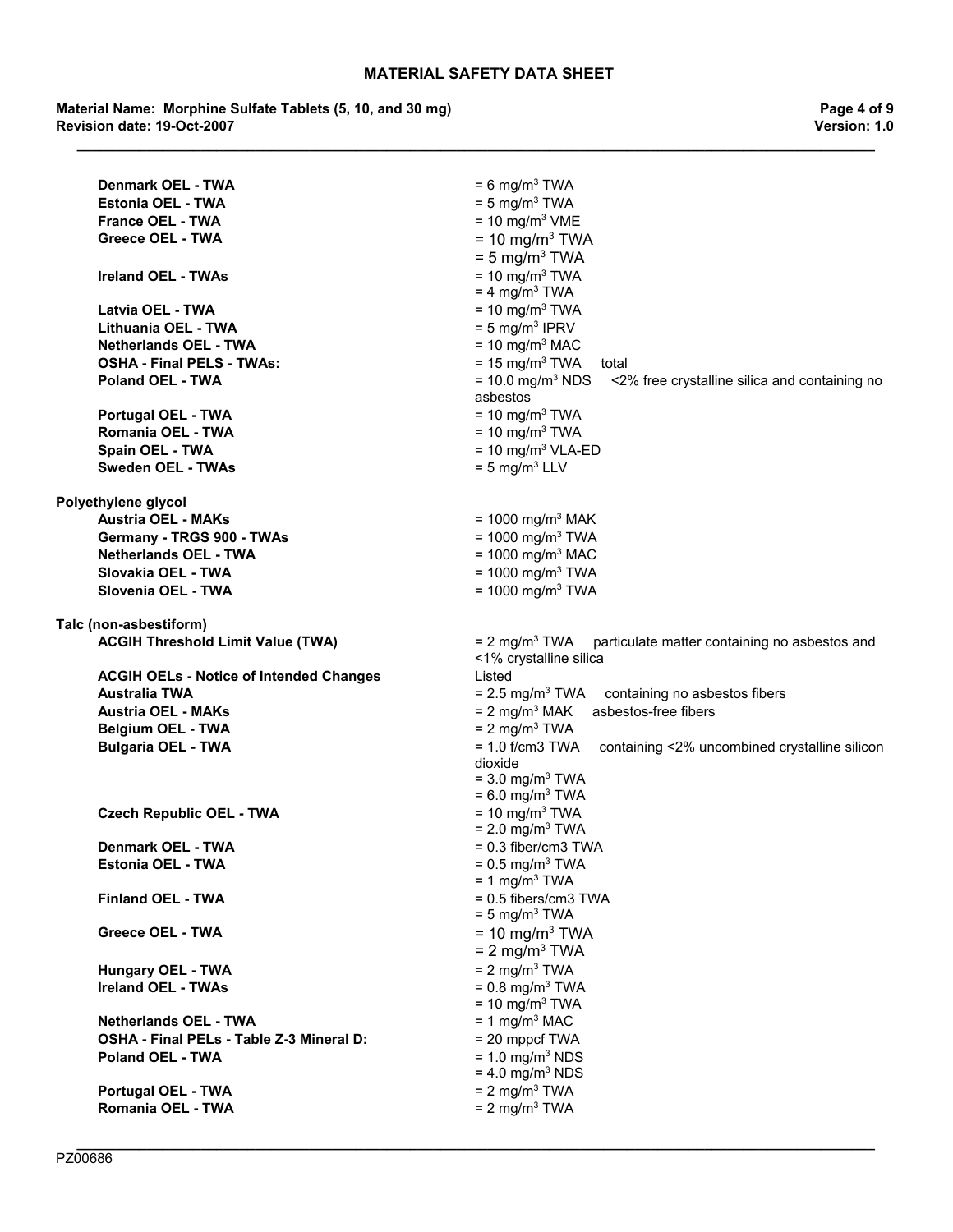| | |
|---|---|
| **Denmark OEL - TWA** | = 6 mg/m$^3$ TWA |
| **Estonia OEL - TWA** | = 5 mg/m$^3$ TWA |
| **France OEL - TWA** | = 10 mg/m$^3$ VME |
| **Greece OEL - TWA** | = 10 mg/m$^3$ TWA<br>= 5 mg/m$^3$ TWA |
| **Ireland OEL - TWAs** | = 10 mg/m$^3$ TWA<br>= 4 mg/m$^3$ TWA |
| **Latvia OEL - TWA** | = 10 mg/m$^3$ TWA |
| **Lithuania OEL - TWA** | = 5 mg/m$^3$ IPRV |
| **Netherlands OEL - TWA** | = 10 mg/m$^3$ MAC |
| **OSHA - Final PELS - TWAs:** | = 15 mg/m$^3$ TWA total |
| **Poland OEL - TWA** | = 10.0 mg/m$^3$ NDS <2% free crystalline silica and containing no asbestos |
| **Portugal OEL - TWA** | = 10 mg/m$^3$ TWA |
| **Romania OEL - TWA** | = 10 mg/m$^3$ TWA |
| **Spain OEL - TWA** | = 10 mg/m$^3$ VLA-ED |
| **Sweden OEL - TWAs** | = 5 mg/m$^3$ LLV |

**Polyethylene glycol**

| | |
|---|---|
| **Austria OEL - MAKs** | = 1000 mg/m$^3$ MAK |
| **Germany - TRGS 900 - TWAs** | = 1000 mg/m$^3$ TWA |
| **Netherlands OEL - TWA** | = 1000 mg/m$^3$ MAC |
| **Slovakia OEL - TWA** | = 1000 mg/m$^3$ TWA |
| **Slovenia OEL - TWA** | = 1000 mg/m$^3$ TWA |

**Talc (non-asbestiform)**

| | |
|---|---|
| **ACGIH Threshold Limit Value (TWA)** | = 2 mg/m$^3$ TWA particulate matter containing no asbestos and <1% crystalline silica |
| **ACGIH OELs - Notice of Intended Changes** | Listed |
| **Australia TWA** | = 2.5 mg/m$^3$ TWA containing no asbestos fibers |
| **Austria OEL - MAKs** | = 2 mg/m$^3$ MAK asbestos-free fibers |
| **Belgium OEL - TWA** | = 2 mg/m$^3$ TWA |
| **Bulgaria OEL - TWA** | = 1.0 f/cm3 TWA containing <2% uncombined crystalline silicon dioxide<br>= 3.0 mg/m$^3$ TWA<br>= 6.0 mg/m$^3$ TWA |
| **Czech Republic OEL - TWA** | = 10 mg/m$^3$ TWA<br>= 2.0 mg/m$^3$ TWA |
| **Denmark OEL - TWA** | = 0.3 fiber/cm3 TWA |
| **Estonia OEL - TWA** | = 0.5 mg/m$^3$ TWA<br>= 1 mg/m$^3$ TWA |
| **Finland OEL - TWA** | = 0.5 fibers/cm3 TWA<br>= 5 mg/m$^3$ TWA |
| **Greece OEL - TWA** | = 10 mg/m$^3$ TWA<br>= 2 mg/m$^3$ TWA |
| **Hungary OEL - TWA** | = 2 mg/m$^3$ TWA |
| **Ireland OEL - TWAs** | = 0.8 mg/m$^3$ TWA<br>= 10 mg/m$^3$ TWA |
| **Netherlands OEL - TWA** | = 1 mg/m$^3$ MAC |
| **OSHA - Final PELs - Table Z-3 Mineral D:** | = 20 mppcf TWA |
| **Poland OEL - TWA** | = 1.0 mg/m$^3$ NDS<br>= 4.0 mg/m$^3$ NDS |
| **Portugal OEL - TWA** | = 2 mg/m$^3$ TWA |
| **Romania OEL - TWA** | = 2 mg/m$^3$ TWA |

PZ00686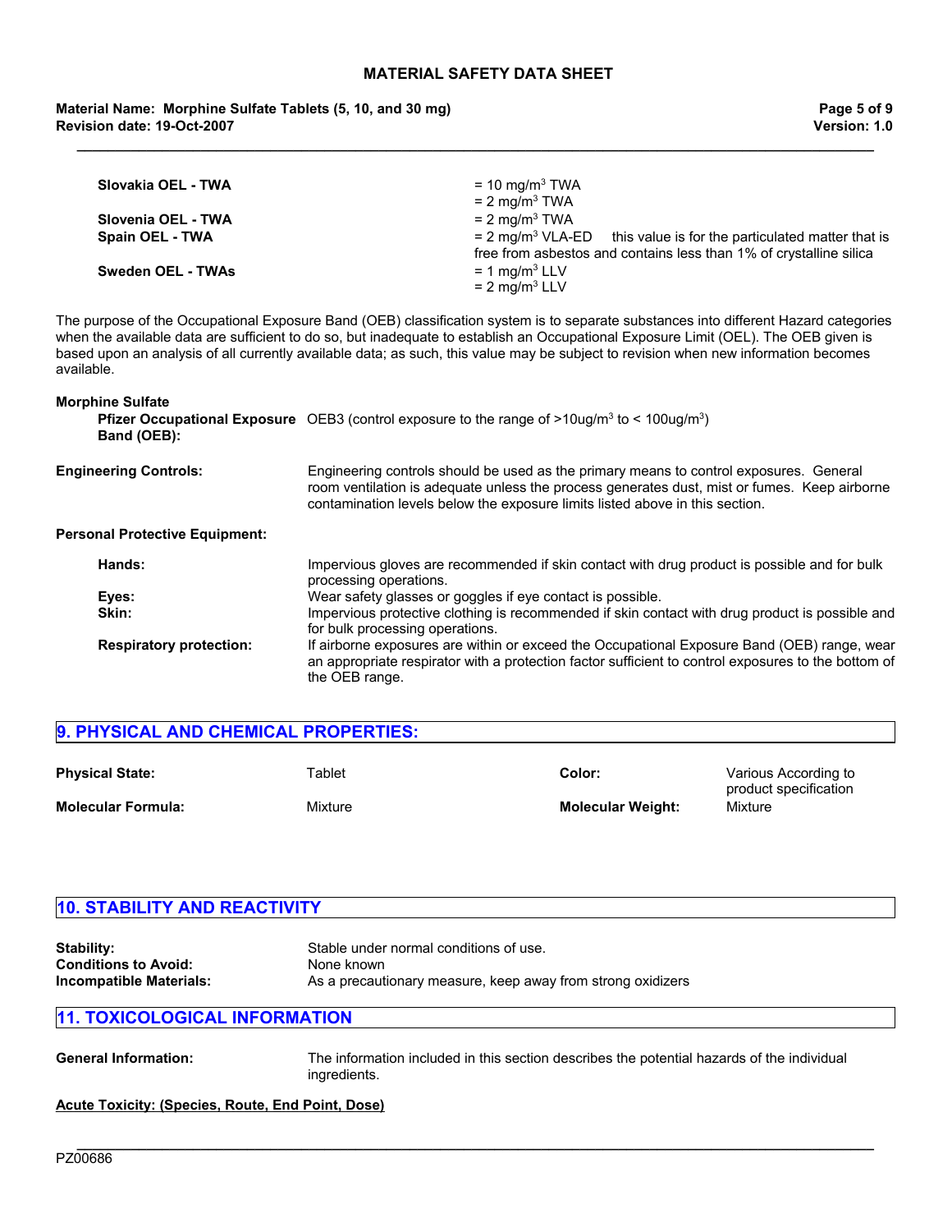| | |
|---|---|
| **Slovakia OEL - TWA** | = 10 mg/m$^3$ TWA |
| | = 2 mg/m$^3$ TWA |
| **Slovenia OEL - TWA** | = 2 mg/m$^3$ TWA |
| **Spain OEL - TWA** | = 2 mg/m$^3$ VLA-ED this value is for the particulated matter that is free from asbestos and contains less than 1% of crystalline silica |
| **Sweden OEL - TWAs** | = 1 mg/m$^3$ LLV |
| | = 2 mg/m$^3$ LLV |

The purpose of the Occupational Exposure Band (OEB) classification system is to separate substances into different Hazard categories when the available data are sufficient to do so, but inadequate to establish an Occupational Exposure Limit (OEL). The OEB given is based upon an analysis of all currently available data; as such, this value may be subject to revision when new information becomes available.

**Morphine Sulfate**

**Pfizer Occupational Exposure Band (OEB):** OEB3 (control exposure to the range of >10ug/m$^3$ to < 100ug/m$^3$)

**Engineering Controls:** Engineering controls should be used as the primary means to control exposures. General room ventilation is adequate unless the process generates dust, mist or fumes. Keep airborne contamination levels below the exposure limits listed above in this section.

**Personal Protective Equipment:**

**Hands:** Impervious gloves are recommended if skin contact with drug product is possible and for bulk processing operations.

**Eyes:** Wear safety glasses or goggles if eye contact is possible.

**Skin:** Impervious protective clothing is recommended if skin contact with drug product is possible and for bulk processing operations.

**Respiratory protection:** If airborne exposures are within or exceed the Occupational Exposure Band (OEB) range, wear an appropriate respirator with a protection factor sufficient to control exposures to the bottom of the OEB range.

## 9. PHYSICAL AND CHEMICAL PROPERTIES:

| | | | |
|---|---|---|---|
| **Physical State:** | Tablet | **Color:** | Various According to product specification |
| **Molecular Formula:** | Mixture | **Molecular Weight:** | Mixture |

## 10. STABILITY AND REACTIVITY

**Stability:** Stable under normal conditions of use.
**Conditions to Avoid:** None known
**Incompatible Materials:** As a precautionary measure, keep away from strong oxidizers

## 11. TOXICOLOGICAL INFORMATION

**General Information:** The information included in this section describes the potential hazards of the individual ingredients.

**Acute Toxicity: (Species, Route, End Point, Dose)**

PZ00686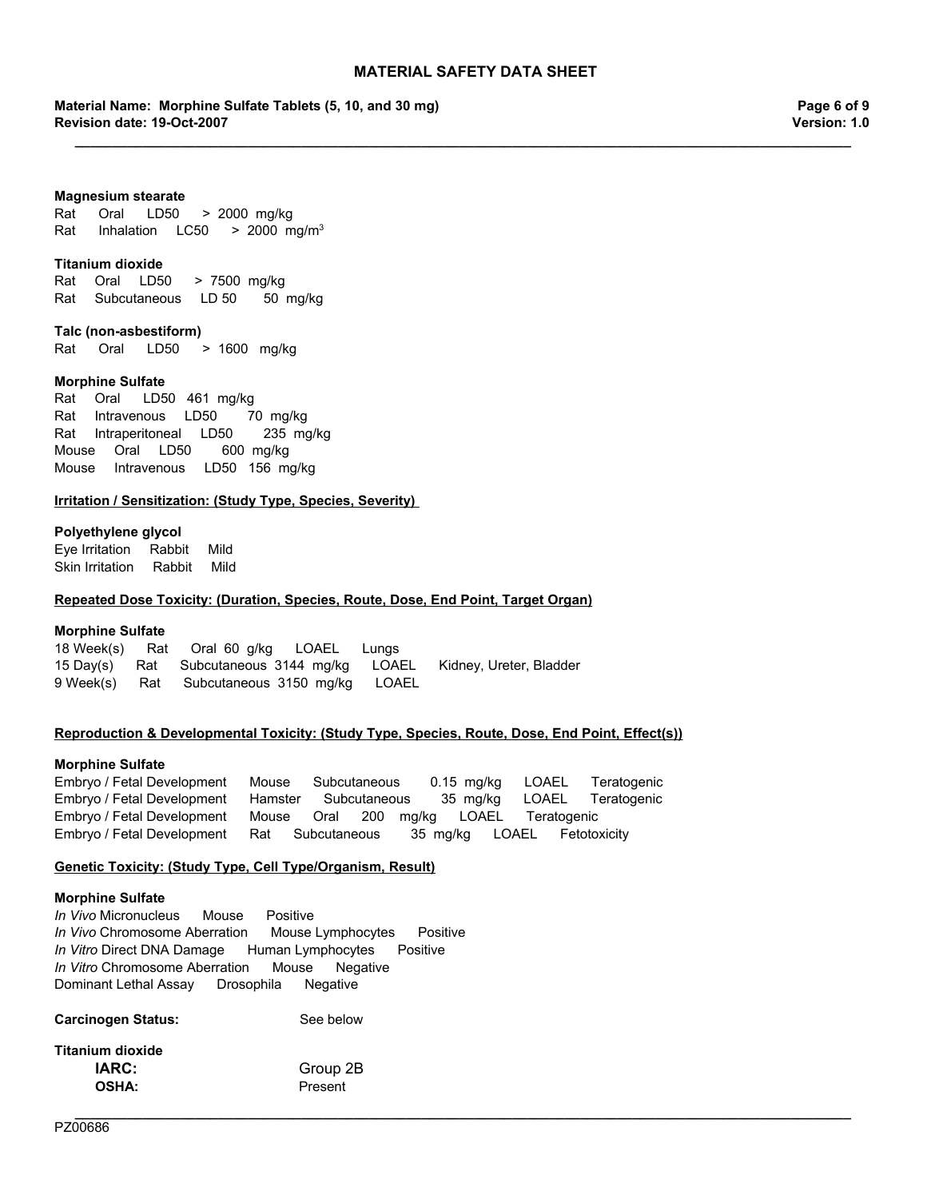**Magnesium stearate**
Rat Oral LD50 > 2000 mg/kg
Rat Inhalation LC50 > 2000 mg/m$^3$

**Titanium dioxide**
Rat Oral LD50 > 7500 mg/kg
Rat Subcutaneous LD 50 50 mg/kg

**Talc (non-asbestiform)**
Rat Oral LD50 > 1600 mg/kg

**Morphine Sulfate**
Rat Oral LD50 461 mg/kg
Rat Intravenous LD50 70 mg/kg
Rat Intraperitoneal LD50 235 mg/kg
Mouse Oral LD50 600 mg/kg
Mouse Intravenous LD50 156 mg/kg

**Irritation / Sensitization: (Study Type, Species, Severity)**

**Polyethylene glycol**
Eye Irritation Rabbit Mild
Skin Irritation Rabbit Mild

**Repeated Dose Toxicity: (Duration, Species, Route, Dose, End Point, Target Organ)**

**Morphine Sulfate**
18 Week(s) Rat Oral 60 g/kg LOAEL Lungs
15 Day(s) Rat Subcutaneous 3144 mg/kg LOAEL Kidney, Ureter, Bladder
9 Week(s) Rat Subcutaneous 3150 mg/kg LOAEL

**Reproduction & Developmental Toxicity: (Study Type, Species, Route, Dose, End Point, Effect(s))**

**Morphine Sulfate**
Embryo / Fetal Development Mouse Subcutaneous 0.15 mg/kg LOAEL Teratogenic
Embryo / Fetal Development Hamster Subcutaneous 35 mg/kg LOAEL Teratogenic
Embryo / Fetal Development Mouse Oral 200 mg/kg LOAEL Teratogenic
Embryo / Fetal Development Rat Subcutaneous 35 mg/kg LOAEL Fetotoxicity

**Genetic Toxicity: (Study Type, Cell Type/Organism, Result)**

**Morphine Sulfate**
*In Vivo* Micronucleus Mouse Positive
*In Vivo* Chromosome Aberration Mouse Lymphocytes Positive
*In Vitro* Direct DNA Damage Human Lymphocytes Positive
*In Vitro* Chromosome Aberration Mouse Negative
Dominant Lethal Assay Drosophila Negative

**Carcinogen Status:** See below

**Titanium dioxide**
**IARC:** Group 2B
**OSHA:** Present

PZ00686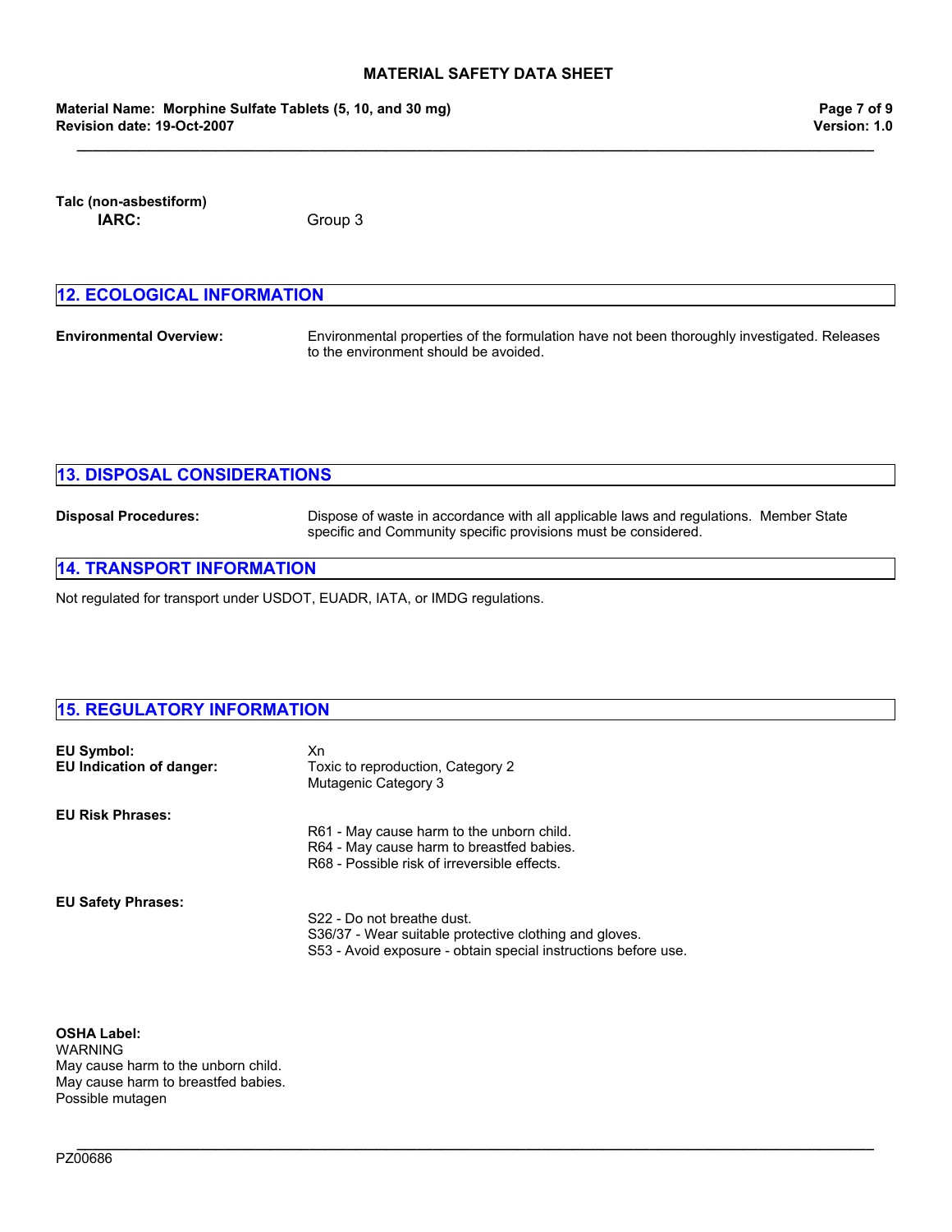**Talc (non-asbestiform)**

**IARC:** Group 3

## 12. ECOLOGICAL INFORMATION

**Environmental Overview:** Environmental properties of the formulation have not been thoroughly investigated. Releases to the environment should be avoided.

## 13. DISPOSAL CONSIDERATIONS

**Disposal Procedures:** Dispose of waste in accordance with all applicable laws and regulations. Member State specific and Community specific provisions must be considered.

## 14. TRANSPORT INFORMATION

Not regulated for transport under USDOT, EUADR, IATA, or IMDG regulations.

## 15. REGULATORY INFORMATION

**EU Symbol:** Xn

**EU Indication of danger:** Toxic to reproduction, Category 2
Mutagenic Category 3

**EU Risk Phrases:**

R61 - May cause harm to the unborn child.
R64 - May cause harm to breastfed babies.
R68 - Possible risk of irreversible effects.

**EU Safety Phrases:**

S22 - Do not breathe dust.
S36/37 - Wear suitable protective clothing and gloves.
S53 - Avoid exposure - obtain special instructions before use.

**OSHA Label:**
WARNING
May cause harm to the unborn child.
May cause harm to breastfed babies.
Possible mutagen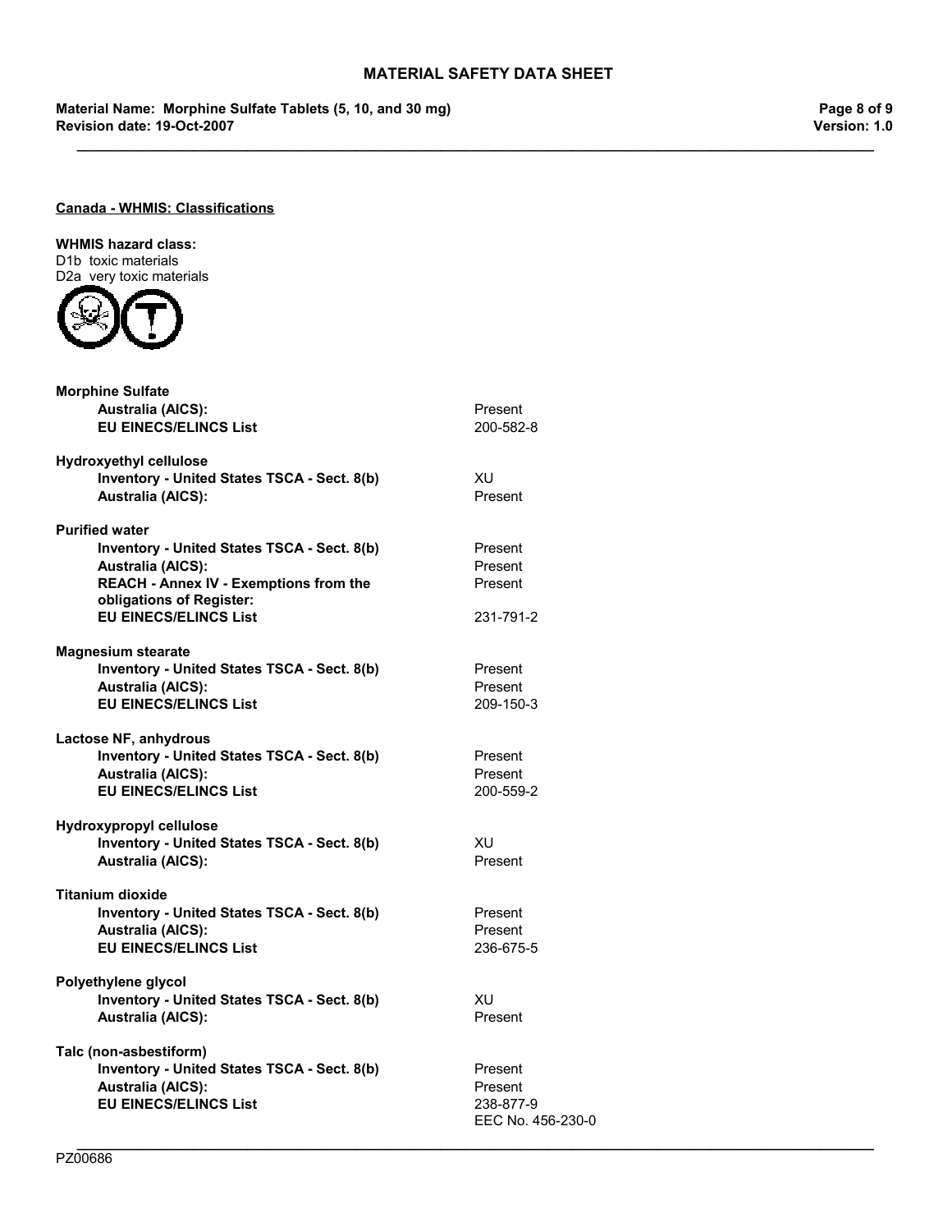**Canada - WHMIS: Classifications**

**WHMIS hazard class:**
D1b toxic materials
D2a very toxic materials

**Morphine Sulfate**

| | |
|---|---|
| **Australia (AICS):** | Present |
| **EU EINECS/ELINCS List** | 200-582-8 |

**Hydroxyethyl cellulose**

| | |
|---|---|
| **Inventory - United States TSCA - Sect. 8(b)** | XU |
| **Australia (AICS):** | Present |

**Purified water**

| | |
|---|---|
| **Inventory - United States TSCA - Sect. 8(b)** | Present |
| **Australia (AICS):** | Present |
| **REACH - Annex IV - Exemptions from the obligations of Register:** | Present |
| **EU EINECS/ELINCS List** | 231-791-2 |

**Magnesium stearate**

| | |
|---|---|
| **Inventory - United States TSCA - Sect. 8(b)** | Present |
| **Australia (AICS):** | Present |
| **EU EINECS/ELINCS List** | 209-150-3 |

**Lactose NF, anhydrous**

| | |
|---|---|
| **Inventory - United States TSCA - Sect. 8(b)** | Present |
| **Australia (AICS):** | Present |
| **EU EINECS/ELINCS List** | 200-559-2 |

**Hydroxypropyl cellulose**

| | |
|---|---|
| **Inventory - United States TSCA - Sect. 8(b)** | XU |
| **Australia (AICS):** | Present |

**Titanium dioxide**

| | |
|---|---|
| **Inventory - United States TSCA - Sect. 8(b)** | Present |
| **Australia (AICS):** | Present |
| **EU EINECS/ELINCS List** | 236-675-5 |

**Polyethylene glycol**

| | |
|---|---|
| **Inventory - United States TSCA - Sect. 8(b)** | XU |
| **Australia (AICS):** | Present |

**Talc (non-asbestiform)**

| | |
|---|---|
| **Inventory - United States TSCA - Sect. 8(b)** | Present |
| **Australia (AICS):** | Present |
| **EU EINECS/ELINCS List** | 238-877-9<br>EEC No. 456-230-0 |

PZ00686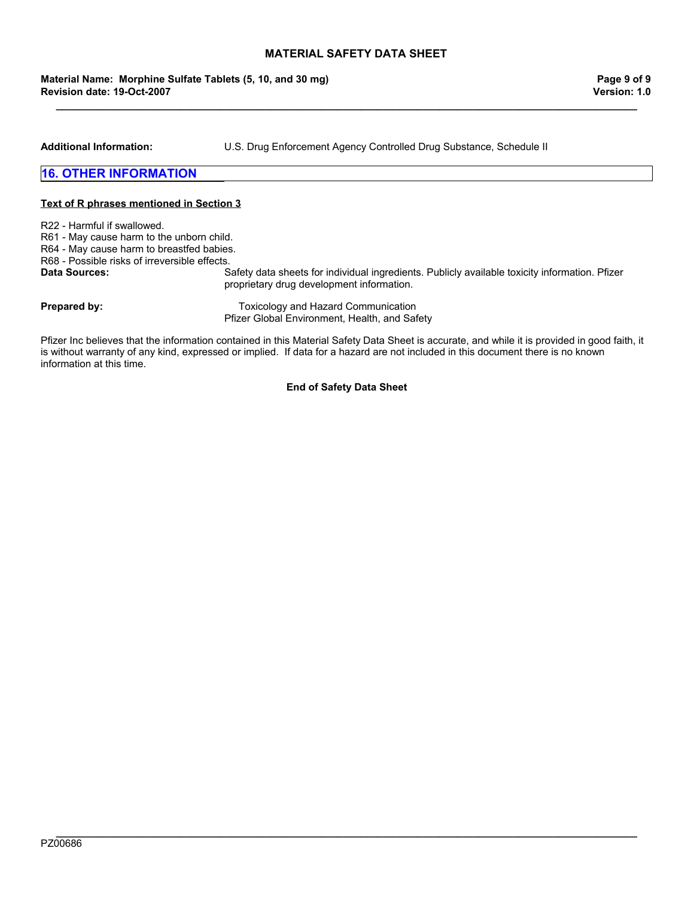**Additional Information:** U.S. Drug Enforcement Agency Controlled Drug Substance, Schedule II

## 16. OTHER INFORMATION

**Text of R phrases mentioned in Section 3**

R22 - Harmful if swallowed.
R61 - May cause harm to the unborn child.
R64 - May cause harm to breastfed babies.
R68 - Possible risks of irreversible effects.

**Data Sources:** Safety data sheets for individual ingredients. Publicly available toxicity information. Pfizer proprietary drug development information.

**Prepared by:** Toxicology and Hazard Communication
Pfizer Global Environment, Health, and Safety

Pfizer Inc believes that the information contained in this Material Safety Data Sheet is accurate, and while it is provided in good faith, it is without warranty of any kind, expressed or implied. If data for a hazard are not included in this document there is no known information at this time.

**End of Safety Data Sheet**